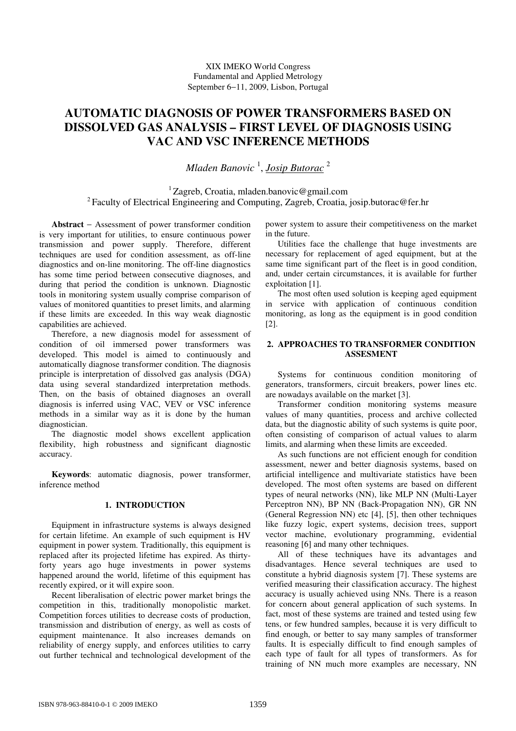XIX IMEKO World Congress
Fundamental and Applied Metrology
September 6−11, 2009, Lisbon, Portugal

# AUTOMATIC DIAGNOSIS OF POWER TRANSFORMERS BASED ON DISSOLVED GAS ANALYSIS – FIRST LEVEL OF DIAGNOSIS USING VAC AND VSC INFERENCE METHODS

*Mladen Banovic* [1], *Josip Butorac* [2]

[1] Zagreb, Croatia, mladen.banovic@gmail.com
[2] Faculty of Electrical Engineering and Computing, Zagreb, Croatia, josip.butorac@fer.hr

**Abstract** − Assessment of power transformer condition is very important for utilities, to ensure continuous power transmission and power supply. Therefore, different techniques are used for condition assessment, as off-line diagnostics and on-line monitoring. The off-line diagnostics has some time period between consecutive diagnoses, and during that period the condition is unknown. Diagnostic tools in monitoring system usually comprise comparison of values of monitored quantities to preset limits, and alarming if these limits are exceeded. In this way weak diagnostic capabilities are achieved.

Therefore, a new diagnosis model for assessment of condition of oil immersed power transformers was developed. This model is aimed to continuously and automatically diagnose transformer condition. The diagnosis principle is interpretation of dissolved gas analysis (DGA) data using several standardized interpretation methods. Then, on the basis of obtained diagnoses an overall diagnosis is inferred using VAC, VEV or VSC inference methods in a similar way as it is done by the human diagnostician.

The diagnostic model shows excellent application flexibility, high robustness and significant diagnostic accuracy.

**Keywords**: automatic diagnosis, power transformer, inference method

## 1. INTRODUCTION

Equipment in infrastructure systems is always designed for certain lifetime. An example of such equipment is HV equipment in power system. Traditionally, this equipment is replaced after its projected lifetime has expired. As thirty-forty years ago huge investments in power systems happened around the world, lifetime of this equipment has recently expired, or it will expire soon.

Recent liberalisation of electric power market brings the competition in this, traditionally monopolistic market. Competition forces utilities to decrease costs of production, transmission and distribution of energy, as well as costs of equipment maintenance. It also increases demands on reliability of energy supply, and enforces utilities to carry out further technical and technological development of the power system to assure their competitiveness on the market in the future.

Utilities face the challenge that huge investments are necessary for replacement of aged equipment, but at the same time significant part of the fleet is in good condition, and, under certain circumstances, it is available for further exploitation [1].

The most often used solution is keeping aged equipment in service with application of continuous condition monitoring, as long as the equipment is in good condition [2].

## 2. APPROACHES TO TRANSFORMER CONDITION ASSESMENT

Systems for continuous condition monitoring of generators, transformers, circuit breakers, power lines etc. are nowadays available on the market [3].

Transformer condition monitoring systems measure values of many quantities, process and archive collected data, but the diagnostic ability of such systems is quite poor, often consisting of comparison of actual values to alarm limits, and alarming when these limits are exceeded.

As such functions are not efficient enough for condition assessment, newer and better diagnosis systems, based on artificial intelligence and multivariate statistics have been developed. The most often systems are based on different types of neural networks (NN), like MLP NN (Multi-Layer Perceptron NN), BP NN (Back-Propagation NN), GR NN (General Regression NN) etc [4], [5], then other techniques like fuzzy logic, expert systems, decision trees, support vector machine, evolutionary programming, evidential reasoning [6] and many other techniques.

All of these techniques have its advantages and disadvantages. Hence several techniques are used to constitute a hybrid diagnosis system [7]. These systems are verified measuring their classification accuracy. The highest accuracy is usually achieved using NNs. There is a reason for concern about general application of such systems. In fact, most of these systems are trained and tested using few tens, or few hundred samples, because it is very difficult to find enough, or better to say many samples of transformer faults. It is especially difficult to find enough samples of each type of fault for all types of transformers. As for training of NN much more examples are necessary, NN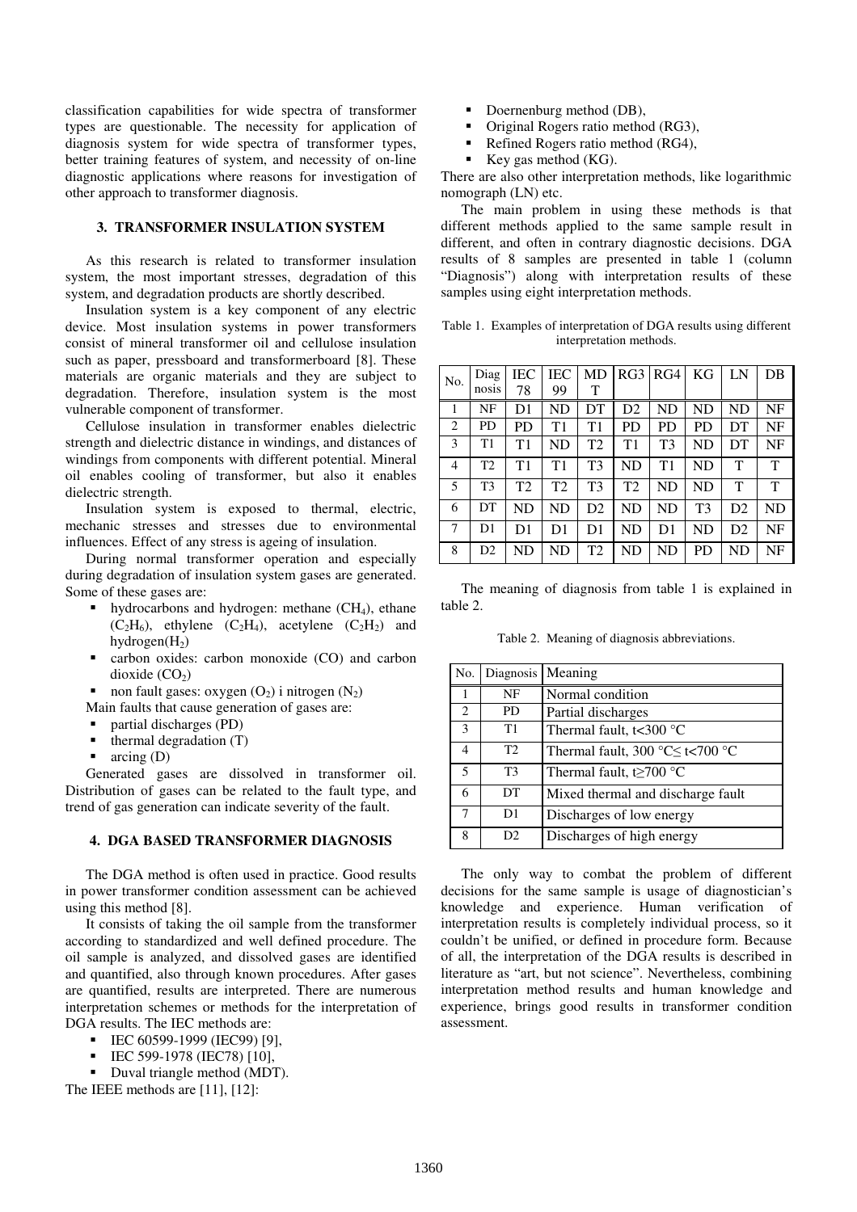classification capabilities for wide spectra of transformer types are questionable. The necessity for application of diagnosis system for wide spectra of transformer types, better training features of system, and necessity of on-line diagnostic applications where reasons for investigation of other approach to transformer diagnosis.

## 3. TRANSFORMER INSULATION SYSTEM

As this research is related to transformer insulation system, the most important stresses, degradation of this system, and degradation products are shortly described.

Insulation system is a key component of any electric device. Most insulation systems in power transformers consist of mineral transformer oil and cellulose insulation such as paper, pressboard and transformerboard [8]. These materials are organic materials and they are subject to degradation. Therefore, insulation system is the most vulnerable component of transformer.

Cellulose insulation in transformer enables dielectric strength and dielectric distance in windings, and distances of windings from components with different potential. Mineral oil enables cooling of transformer, but also it enables dielectric strength.

Insulation system is exposed to thermal, electric, mechanic stresses and stresses due to environmental influences. Effect of any stress is ageing of insulation.

During normal transformer operation and especially during degradation of insulation system gases are generated. Some of these gases are:

- hydrocarbons and hydrogen: methane ($CH_4$), ethane ($C_2H_6$), ethylene ($C_2H_4$), acetylene ($C_2H_2$) and hydrogen($H_2$)
- carbon oxides: carbon monoxide (CO) and carbon dioxide ($CO_2$)
- non fault gases: oxygen ($O_2$) i nitrogen ($N_2$)

Main faults that cause generation of gases are:

- partial discharges (PD)
- thermal degradation (T)
- arcing (D)

Generated gases are dissolved in transformer oil. Distribution of gases can be related to the fault type, and trend of gas generation can indicate severity of the fault.

## 4. DGA BASED TRANSFORMER DIAGNOSIS

The DGA method is often used in practice. Good results in power transformer condition assessment can be achieved using this method [8].

It consists of taking the oil sample from the transformer according to standardized and well defined procedure. The oil sample is analyzed, and dissolved gases are identified and quantified, also through known procedures. After gases are quantified, results are interpreted. There are numerous interpretation schemes or methods for the interpretation of DGA results. The IEC methods are:

- IEC 60599-1999 (IEC99) [9],
- IEC 599-1978 (IEC78) [10],
- Duval triangle method (MDT).

The IEEE methods are [11], [12]:

- Doernenburg method (DB),
- Original Rogers ratio method (RG3),
- Refined Rogers ratio method (RG4),
- Key gas method (KG).

There are also other interpretation methods, like logarithmic nomograph (LN) etc.

The main problem in using these methods is that different methods applied to the same sample result in different, and often in contrary diagnostic decisions. DGA results of 8 samples are presented in table 1 (column "Diagnosis") along with interpretation results of these samples using eight interpretation methods.

Table 1. Examples of interpretation of DGA results using different interpretation methods.

| No. | Diagnosis | IEC 78 | IEC 99 | MDT | RG3 | RG4 | KG | LN | DB |
|---|---|---|---|---|---|---|---|---|---|
| 1 | NF | D1 | ND | DT | D2 | ND | ND | ND | NF |
| 2 | PD | PD | T1 | T1 | PD | PD | PD | DT | NF |
| 3 | T1 | T1 | ND | T2 | T1 | T3 | ND | DT | NF |
| 4 | T2 | T1 | T1 | T3 | ND | T1 | ND | T | T |
| 5 | T3 | T2 | T2 | T3 | T2 | ND | ND | T | T |
| 6 | DT | ND | ND | D2 | ND | ND | T3 | D2 | ND |
| 7 | D1 | D1 | D1 | D1 | ND | D1 | ND | D2 | NF |
| 8 | D2 | ND | ND | T2 | ND | ND | PD | ND | NF |

The meaning of diagnosis from table 1 is explained in table 2.

Table 2. Meaning of diagnosis abbreviations.

| No. | Diagnosis | Meaning |
|---|---|---|
| 1 | NF | Normal condition |
| 2 | PD | Partial discharges |
| 3 | T1 | Thermal fault, t<300 °C |
| 4 | T2 | Thermal fault, 300 °C≤ t<700 °C |
| 5 | T3 | Thermal fault, t≥700 °C |
| 6 | DT | Mixed thermal and discharge fault |
| 7 | D1 | Discharges of low energy |
| 8 | D2 | Discharges of high energy |

The only way to combat the problem of different decisions for the same sample is usage of diagnostician's knowledge and experience. Human verification of interpretation results is completely individual process, so it couldn't be unified, or defined in procedure form. Because of all, the interpretation of the DGA results is described in literature as "art, but not science". Nevertheless, combining interpretation method results and human knowledge and experience, brings good results in transformer condition assessment.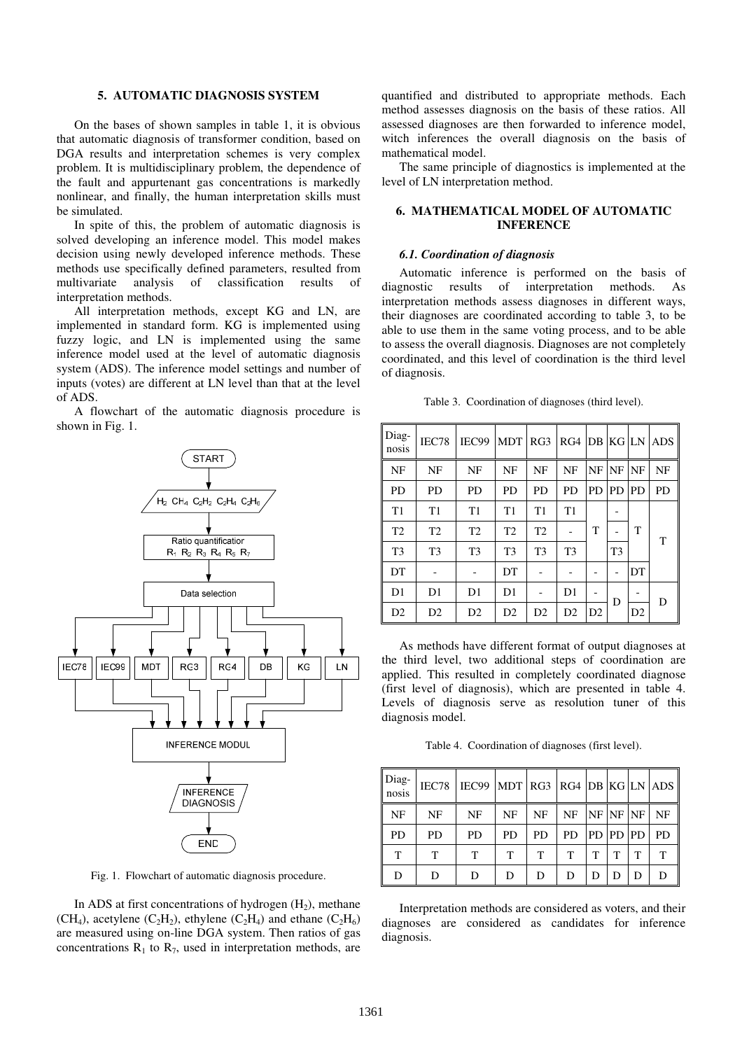## 5. AUTOMATIC DIAGNOSIS SYSTEM

On the bases of shown samples in table 1, it is obvious that automatic diagnosis of transformer condition, based on DGA results and interpretation schemes is very complex problem. It is multidisciplinary problem, the dependence of the fault and appurtenant gas concentrations is markedly nonlinear, and finally, the human interpretation skills must be simulated.

In spite of this, the problem of automatic diagnosis is solved developing an inference model. This model makes decision using newly developed inference methods. These methods use specifically defined parameters, resulted from multivariate analysis of classification results of interpretation methods.

All interpretation methods, except KG and LN, are implemented in standard form. KG is implemented using fuzzy logic, and LN is implemented using the same inference model used at the level of automatic diagnosis system (ADS). The inference model settings and number of inputs (votes) are different at LN level than that at the level of ADS.

A flowchart of the automatic diagnosis procedure is shown in Fig. 1.

Fig. 1. Flowchart of automatic diagnosis procedure.

In ADS at first concentrations of hydrogen ($H_2$), methane ($CH_4$), acetylene ($C_2H_2$), ethylene ($C_2H_4$) and ethane ($C_2H_6$) are measured using on-line DGA system. Then ratios of gas concentrations $R_1$ to $R_7$, used in interpretation methods, are quantified and distributed to appropriate methods. Each method assesses diagnosis on the basis of these ratios. All assessed diagnoses are then forwarded to inference model, witch inferences the overall diagnosis on the basis of mathematical model.

The same principle of diagnostics is implemented at the level of LN interpretation method.

## 6. MATHEMATICAL MODEL OF AUTOMATIC INFERENCE

### *6.1. Coordination of diagnosis*

Automatic inference is performed on the basis of diagnostic results of interpretation methods. As interpretation methods assess diagnoses in different ways, their diagnoses are coordinated according to table 3, to be able to use them in the same voting process, and to be able to assess the overall diagnosis. Diagnoses are not completely coordinated, and this level of coordination is the third level of diagnosis.

Table 3. Coordination of diagnoses (third level).

| Diagnosis | IEC78 | IEC99 | MDT | RG3 | RG4 | DB | KG | LN | ADS |
|---|---|---|---|---|---|---|---|---|---|
| NF | NF | NF | NF | NF | NF | NF | NF | NF | NF |
| PD | PD | PD | PD | PD | PD | PD | PD | PD | PD |
| T1 | T1 | T1 | T1 | T1 | T1 | T | - | T | T |
| T2 | T2 | T2 | T2 | T2 | - | | - | | |
| T3 | T3 | T3 | T3 | T3 | T3 | | T3 | | |
| DT | - | - | DT | - | - | - | - | DT | |
| D1 | D1 | D1 | D1 | - | D1 | - | D | - | D |
| D2 | D2 | D2 | D2 | D2 | D2 | D2 | | D2 | |

As methods have different format of output diagnoses at the third level, two additional steps of coordination are applied. This resulted in completely coordinated diagnose (first level of diagnosis), which are presented in table 4. Levels of diagnosis serve as resolution tuner of this diagnosis model.

Table 4. Coordination of diagnoses (first level).

| Diagnosis | IEC78 | IEC99 | MDT | RG3 | RG4 | DB | KG | LN | ADS |
|---|---|---|---|---|---|---|---|---|---|
| NF | NF | NF | NF | NF | NF | NF | NF | NF | NF |
| PD | PD | PD | PD | PD | PD | PD | PD | PD | PD |
| T | T | T | T | T | T | T | T | T | T |
| D | D | D | D | D | D | D | D | D | D |

Interpretation methods are considered as voters, and their diagnoses are considered as candidates for inference diagnosis.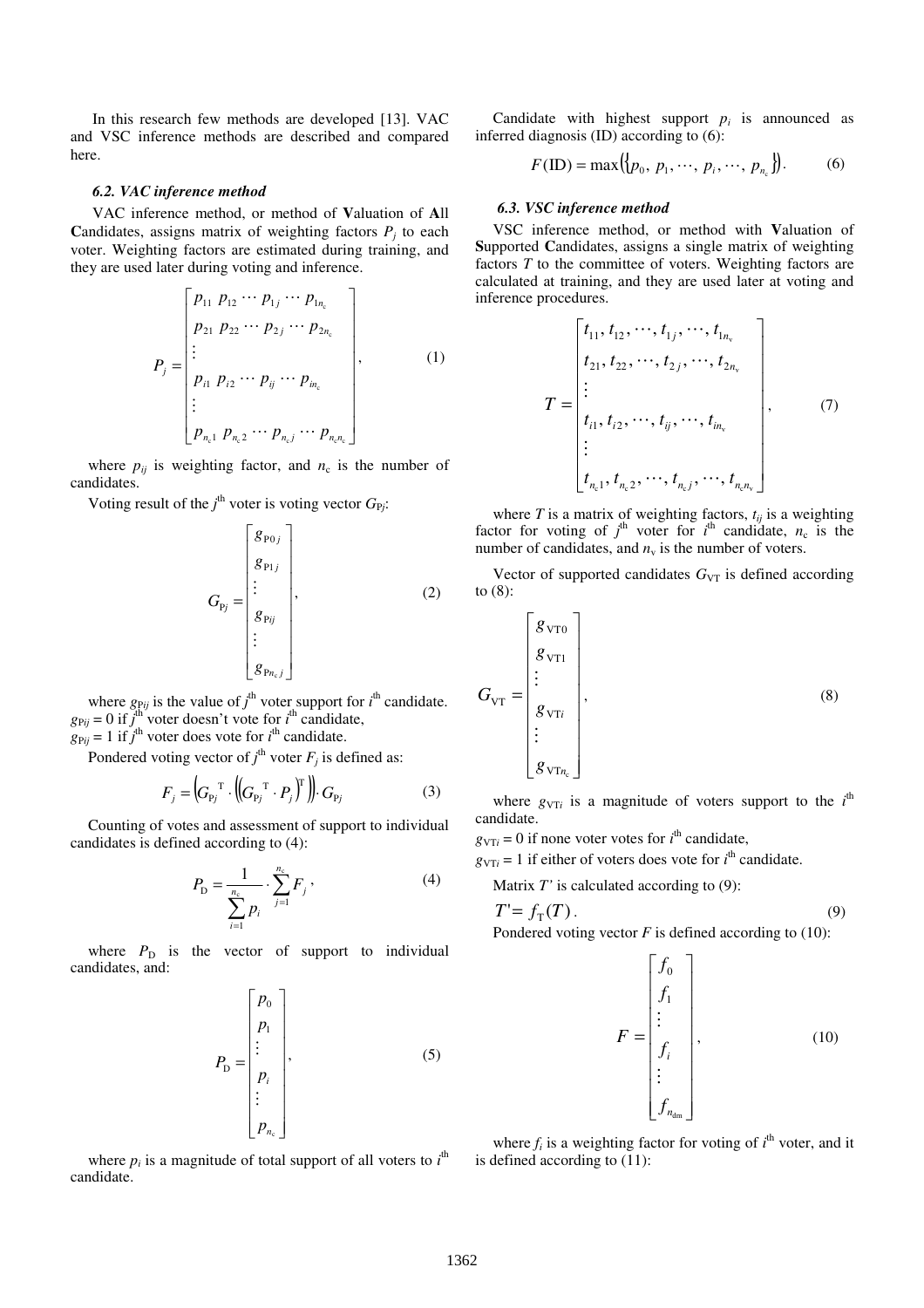In this research few methods are developed [13]. VAC and VSC inference methods are described and compared here.

### *6.2. VAC inference method*

VAC inference method, or method of **V**aluation of **A**ll **C**andidates, assigns matrix of weighting factors $P_j$ to each voter. Weighting factors are estimated during training, and they are used later during voting and inference.

$$P_j = \begin{bmatrix} p_{11}\ p_{12} \cdots p_{1j} \cdots p_{1n_c} \\ p_{21}\ p_{22} \cdots p_{2j} \cdots p_{2n_c} \\ \vdots \\ p_{i1}\ p_{i2} \cdots p_{ij} \cdots p_{in_c} \\ \vdots \\ p_{n_c1}\ p_{n_c2} \cdots p_{n_cj} \cdots p_{n_cn_c} \end{bmatrix}, \tag{1}$$

where $p_{ij}$ is weighting factor, and $n_c$ is the number of candidates.

Voting result of the $j^{th}$ voter is voting vector $G_{Pj}$:

$$G_{Pj} = \begin{bmatrix} g_{P0j} \\ g_{P1j} \\ \vdots \\ g_{Pij} \\ \vdots \\ g_{Pn_cj} \end{bmatrix}, \tag{2}$$

where $g_{Pij}$ is the value of $j^{th}$ voter support for $i^{th}$ candidate.
$g_{Pij} = 0$ if $j^{th}$ voter doesn't vote for $i^{th}$ candidate,
$g_{Pij} = 1$ if $j^{th}$ voter does vote for $i^{th}$ candidate.

Pondered voting vector of $j^{th}$ voter $F_j$ is defined as:

$$F_j = \left(G_{Pj}^{\ T} \cdot \left(\left(G_{Pj}^{\ T} \cdot P_j\right)^{T}\right)\right) \cdot G_{Pj} \tag{3}$$

Counting of votes and assessment of support to individual candidates is defined according to (4):

$$P_D = \frac{1}{\sum_{i=1}^{n_c} p_i} \cdot \sum_{j=1}^{n_c} F_j, \tag{4}$$

where $P_D$ is the vector of support to individual candidates, and:

$$P_D = \begin{bmatrix} p_0 \\ p_1 \\ \vdots \\ p_i \\ \vdots \\ p_{n_c} \end{bmatrix}, \tag{5}$$

where $p_i$ is a magnitude of total support of all voters to $i^{th}$ candidate.

Candidate with highest support $p_i$ is announced as inferred diagnosis (ID) according to (6):

$$F(\mathrm{ID}) = \max\left(\left\{p_0,\ p_1, \cdots,\ p_i, \cdots,\ p_{n_c}\right\}\right). \tag{6}$$

### *6.3. VSC inference method*

VSC inference method, or method with **V**aluation of **S**upported **C**andidates, assigns a single matrix of weighting factors $T$ to the committee of voters. Weighting factors are calculated at training, and they are used later at voting and inference procedures.

$$T = \begin{bmatrix} t_{11}, t_{12}, \cdots, t_{1j}, \cdots, t_{1n_v} \\ t_{21}, t_{22}, \cdots, t_{2j}, \cdots, t_{2n_v} \\ \vdots \\ t_{i1}, t_{i2}, \cdots, t_{ij}, \cdots, t_{in_v} \\ \vdots \\ t_{n_c1}, t_{n_c2}, \cdots, t_{n_cj}, \cdots, t_{n_cn_v} \end{bmatrix}, \tag{7}$$

where $T$ is a matrix of weighting factors, $t_{ij}$ is a weighting factor for voting of $j^{th}$ voter for $i^{th}$ candidate, $n_c$ is the number of candidates, and $n_v$ is the number of voters.

Vector of supported candidates $G_{VT}$ is defined according to (8):

$$G_{VT} = \begin{bmatrix} g_{VT0} \\ g_{VT1} \\ \vdots \\ g_{VTi} \\ \vdots \\ g_{VTn_c} \end{bmatrix}, \tag{8}$$

where $g_{VTi}$ is a magnitude of voters support to the $i^{th}$ candidate.
$g_{VTi} = 0$ if none voter votes for $i^{th}$ candidate,
$g_{VTi} = 1$ if either of voters does vote for $i^{th}$ candidate.

Matrix $T'$ is calculated according to (9):

$$T' = f_T(T). \tag{9}$$

Pondered voting vector $F$ is defined according to (10):

$$F = \begin{bmatrix} f_0 \\ f_1 \\ \vdots \\ f_i \\ \vdots \\ f_{n_{dm}} \end{bmatrix}, \tag{10}$$

where $f_i$ is a weighting factor for voting of $i^{th}$ voter, and it is defined according to (11):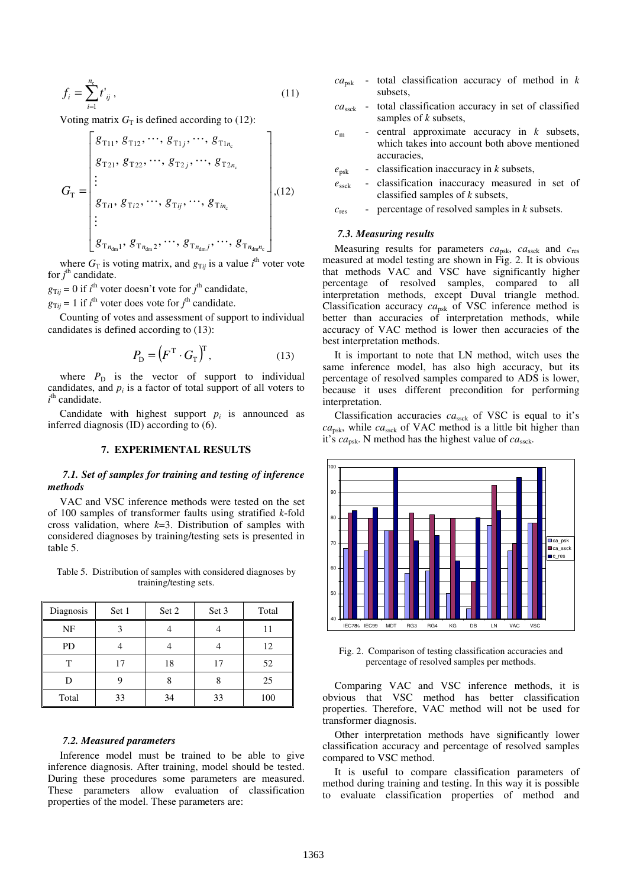$$f_i = \sum_{i=1}^{n_c} t'_{ij}, \tag{11}$$

Voting matrix $G_T$ is defined according to (12):

$$G_T = \begin{bmatrix} g_{T11}, g_{T12}, \cdots, g_{T1j}, \cdots, g_{T1n_c} \\ g_{T21}, g_{T22}, \cdots, g_{T2j}, \cdots, g_{T2n_c} \\ \vdots \\ g_{Ti1}, g_{Ti2}, \cdots, g_{Tij}, \cdots, g_{Tin_c} \\ \vdots \\ g_{Tn_{dm}1}, g_{Tn_{dm}2}, \cdots, g_{Tn_{dm}j}, \cdots, g_{Tn_{dm}n_c} \end{bmatrix}, \tag{12}$$

where $G_T$ is voting matrix, and $g_{Tij}$ is a value $i^{th}$ voter vote for $j^{th}$ candidate.

$g_{Tij} = 0$ if $i^{th}$ voter doesn't vote for $j^{th}$ candidate,

$g_{Tij} = 1$ if $i^{th}$ voter does vote for $j^{th}$ candidate.

Counting of votes and assessment of support to individual candidates is defined according to (13):

$$P_D = \left(F^T \cdot G_T\right)^T, \tag{13}$$

where $P_D$ is the vector of support to individual candidates, and $p_i$ is a factor of total support of all voters to $i^{th}$ candidate.

Candidate with highest support $p_i$ is announced as inferred diagnosis (ID) according to (6).

## 7. EXPERIMENTAL RESULTS

### *7.1. Set of samples for training and testing of inference methods*

VAC and VSC inference methods were tested on the set of 100 samples of transformer faults using stratified *k*-fold cross validation, where *k*=3. Distribution of samples with considered diagnoses by training/testing sets is presented in table 5.

Table 5. Distribution of samples with considered diagnoses by training/testing sets.

| Diagnosis | Set 1 | Set 2 | Set 3 | Total |
|---|---|---|---|---|
| NF | 3 | 4 | 4 | 11 |
| PD | 4 | 4 | 4 | 12 |
| T | 17 | 18 | 17 | 52 |
| D | 9 | 8 | 8 | 25 |
| Total | 33 | 34 | 33 | 100 |

### *7.2. Measured parameters*

Inference model must be trained to be able to give inference diagnosis. After training, model should be tested. During these procedures some parameters are measured. These parameters allow evaluation of classification properties of the model. These parameters are:

- $ca_{psk}$ - total classification accuracy of method in *k* subsets,
- $ca_{ssck}$ - total classification accuracy in set of classified samples of *k* subsets,
- $c_m$ - central approximate accuracy in *k* subsets, which takes into account both above mentioned accuracies,
- $e_{psk}$ - classification inaccuracy in *k* subsets,
- $e_{ssck}$ - classification inaccuracy measured in set of classified samples of *k* subsets,
- $c_{res}$ - percentage of resolved samples in *k* subsets.

### *7.3. Measuring results*

Measuring results for parameters $ca_{psk}$, $ca_{ssck}$ and $c_{res}$ measured at model testing are shown in Fig. 2. It is obvious that methods VAC and VSC have significantly higher percentage of resolved samples, compared to all interpretation methods, except Duval triangle method. Classification accuracy $ca_{psk}$ of VSC inference method is better than accuracies of interpretation methods, while accuracy of VAC method is lower then accuracies of the best interpretation methods.

It is important to note that LN method, witch uses the same inference model, has also high accuracy, but its percentage of resolved samples compared to ADS is lower, because it uses different precondition for performing interpretation.

Classification accuracies $ca_{ssck}$ of VSC is equal to it's $ca_{psk}$, while $ca_{ssck}$ of VAC method is a little bit higher than it's $ca_{psk}$. N method has the highest value of $ca_{ssck}$.

Fig. 2. Comparison of testing classification accuracies and percentage of resolved samples per methods.

Comparing VAC and VSC inference methods, it is obvious that VSC method has better classification properties. Therefore, VAC method will not be used for transformer diagnosis.

Other interpretation methods have significantly lower classification accuracy and percentage of resolved samples compared to VSC method.

It is useful to compare classification parameters of method during training and testing. In this way it is possible to evaluate classification properties of method and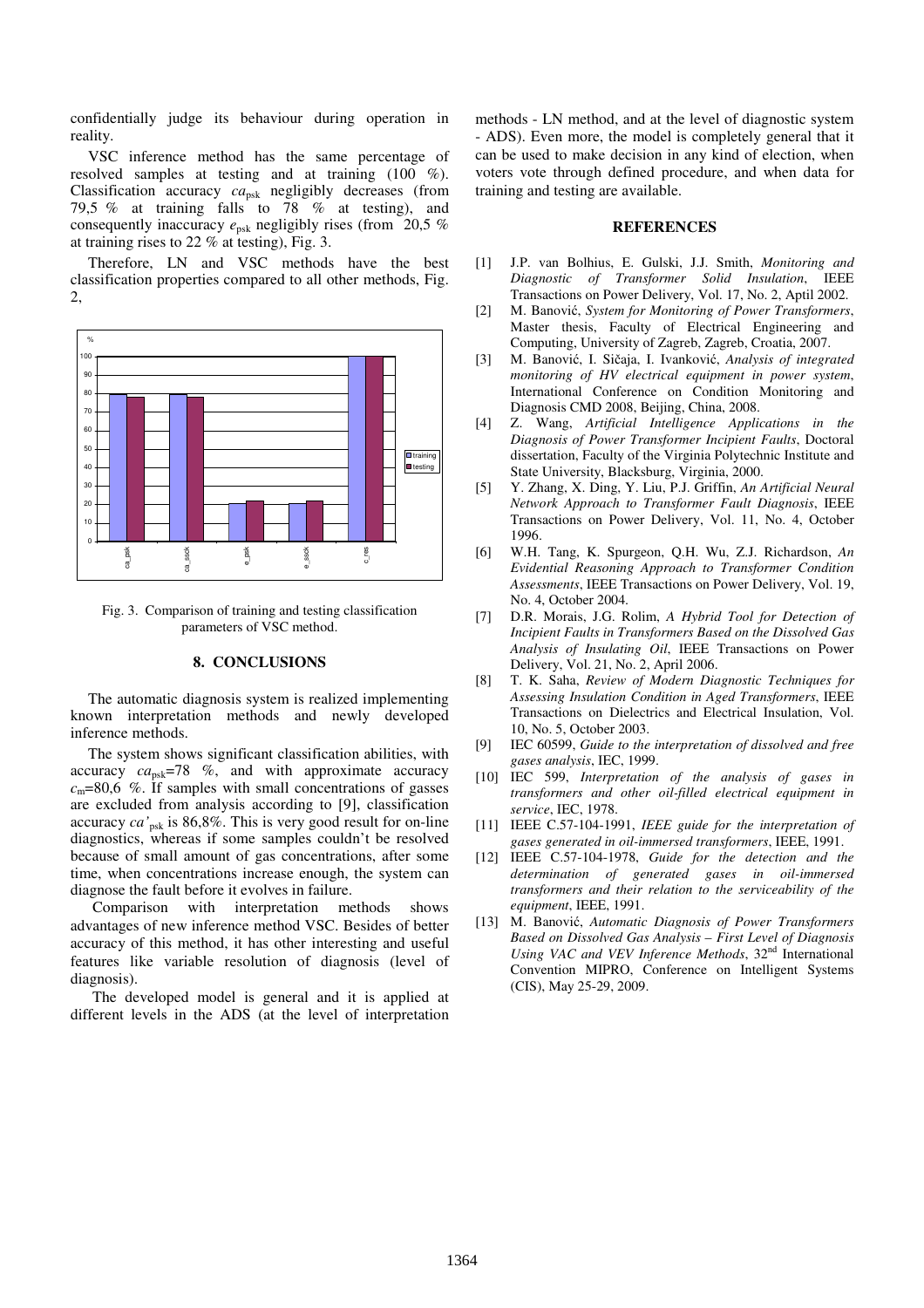confidentially judge its behaviour during operation in reality.

VSC inference method has the same percentage of resolved samples at testing and at training (100 %). Classification accuracy $ca_{psk}$ negligibly decreases (from 79,5 % at training falls to 78 % at testing), and consequently inaccuracy $e_{psk}$ negligibly rises (from 20,5 % at training rises to 22 % at testing), Fig. 3.

Therefore, LN and VSC methods have the best classification properties compared to all other methods, Fig. 2,

%
100
90
80
70
60
50
40
30
20
10
0
ca_psk
ca_ssck
e_psk
e_ssck
c_res
training
testing

Fig. 3. Comparison of training and testing classification parameters of VSC method.

## 8. CONCLUSIONS

The automatic diagnosis system is realized implementing known interpretation methods and newly developed inference methods.

The system shows significant classification abilities, with accuracy $ca_{psk}$=78 %, and with approximate accuracy $c_m$=80,6 %. If samples with small concentrations of gasses are excluded from analysis according to [9], classification accuracy $ca'_{psk}$ is 86,8%. This is very good result for on-line diagnostics, whereas if some samples couldn't be resolved because of small amount of gas concentrations, after some time, when concentrations increase enough, the system can diagnose the fault before it evolves in failure.

Comparison with interpretation methods shows advantages of new inference method VSC. Besides of better accuracy of this method, it has other interesting and useful features like variable resolution of diagnosis (level of diagnosis).

The developed model is general and it is applied at different levels in the ADS (at the level of interpretation methods - LN method, and at the level of diagnostic system - ADS). Even more, the model is completely general that it can be used to make decision in any kind of election, when voters vote through defined procedure, and when data for training and testing are available.

## REFERENCES

[1] J.P. van Bolhius, E. Gulski, J.J. Smith, *Monitoring and Diagnostic of Transformer Solid Insulation*, IEEE Transactions on Power Delivery, Vol. 17, No. 2, Aptil 2002.

[2] M. Banović, *System for Monitoring of Power Transformers*, Master thesis, Faculty of Electrical Engineering and Computing, University of Zagreb, Zagreb, Croatia, 2007.

[3] M. Banović, I. Sičaja, I. Ivanković, *Analysis of integrated monitoring of HV electrical equipment in power system*, International Conference on Condition Monitoring and Diagnosis CMD 2008, Beijing, China, 2008.

[4] Z. Wang, *Artificial Intelligence Applications in the Diagnosis of Power Transformer Incipient Faults*, Doctoral dissertation, Faculty of the Virginia Polytechnic Institute and State University, Blacksburg, Virginia, 2000.

[5] Y. Zhang, X. Ding, Y. Liu, P.J. Griffin, *An Artificial Neural Network Approach to Transformer Fault Diagnosis*, IEEE Transactions on Power Delivery, Vol. 11, No. 4, October 1996.

[6] W.H. Tang, K. Spurgeon, Q.H. Wu, Z.J. Richardson, *An Evidential Reasoning Approach to Transformer Condition Assessments*, IEEE Transactions on Power Delivery, Vol. 19, No. 4, October 2004.

[7] D.R. Morais, J.G. Rolim, *A Hybrid Tool for Detection of Incipient Faults in Transformers Based on the Dissolved Gas Analysis of Insulating Oil*, IEEE Transactions on Power Delivery, Vol. 21, No. 2, April 2006.

[8] T. K. Saha, *Review of Modern Diagnostic Techniques for Assessing Insulation Condition in Aged Transformers*, IEEE Transactions on Dielectrics and Electrical Insulation, Vol. 10, No. 5, October 2003.

[9] IEC 60599, *Guide to the interpretation of dissolved and free gases analysis*, IEC, 1999.

[10] IEC 599, *Interpretation of the analysis of gases in transformers and other oil-filled electrical equipment in service*, IEC, 1978.

[11] IEEE C.57-104-1991, *IEEE guide for the interpretation of gases generated in oil-immersed transformers*, IEEE, 1991.

[12] IEEE C.57-104-1978, *Guide for the detection and the determination of generated gases in oil-immersed transformers and their relation to the serviceability of the equipment*, IEEE, 1991.

[13] M. Banović, *Automatic Diagnosis of Power Transformers Based on Dissolved Gas Analysis – First Level of Diagnosis Using VAC and VEV Inference Methods*, 32nd International Convention MIPRO, Conference on Intelligent Systems (CIS), May 25-29, 2009.